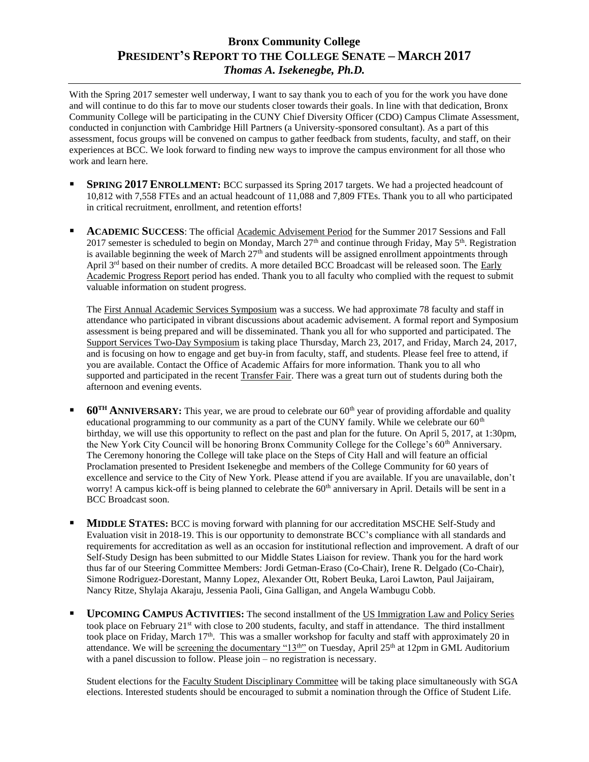# Bronx Community College
# PRESIDENT'S REPORT TO THE COLLEGE SENATE – MARCH 2017
### *Thomas A. Isekenegbe, Ph.D.*

---

With the Spring 2017 semester well underway, I want to say thank you to each of you for the work you have done and will continue to do this far to move our students closer towards their goals. In line with that dedication, Bronx Community College will be participating in the CUNY Chief Diversity Officer (CDO) Campus Climate Assessment, conducted in conjunction with Cambridge Hill Partners (a University-sponsored consultant). As a part of this assessment, focus groups will be convened on campus to gather feedback from students, faculty, and staff, on their experiences at BCC. We look forward to finding new ways to improve the campus environment for all those who work and learn here.

- **SPRING 2017 ENROLLMENT:** BCC surpassed its Spring 2017 targets. We had a projected headcount of 10,812 with 7,558 FTEs and an actual headcount of 11,088 and 7,809 FTEs. Thank you to all who participated in critical recruitment, enrollment, and retention efforts!

- **ACADEMIC SUCCESS**: The official Academic Advisement Period for the Summer 2017 Sessions and Fall 2017 semester is scheduled to begin on Monday, March 27th and continue through Friday, May 5th. Registration is available beginning the week of March 27th and students will be assigned enrollment appointments through April 3rd based on their number of credits. A more detailed BCC Broadcast will be released soon. The Early Academic Progress Report period has ended. Thank you to all faculty who complied with the request to submit valuable information on student progress.

  The First Annual Academic Services Symposium was a success. We had approximate 78 faculty and staff in attendance who participated in vibrant discussions about academic advisement. A formal report and Symposium assessment is being prepared and will be disseminated. Thank you all for who supported and participated. The Support Services Two-Day Symposium is taking place Thursday, March 23, 2017, and Friday, March 24, 2017, and is focusing on how to engage and get buy-in from faculty, staff, and students. Please feel free to attend, if you are available. Contact the Office of Academic Affairs for more information. Thank you to all who supported and participated in the recent Transfer Fair. There was a great turn out of students during both the afternoon and evening events.

- **60TH ANNIVERSARY:** This year, we are proud to celebrate our 60th year of providing affordable and quality educational programming to our community as a part of the CUNY family. While we celebrate our 60th birthday, we will use this opportunity to reflect on the past and plan for the future. On April 5, 2017, at 1:30pm, the New York City Council will be honoring Bronx Community College for the College's 60th Anniversary. The Ceremony honoring the College will take place on the Steps of City Hall and will feature an official Proclamation presented to President Isekenegbe and members of the College Community for 60 years of excellence and service to the City of New York. Please attend if you are available. If you are unavailable, don't worry! A campus kick-off is being planned to celebrate the 60th anniversary in April. Details will be sent in a BCC Broadcast soon.

- **MIDDLE STATES:** BCC is moving forward with planning for our accreditation MSCHE Self-Study and Evaluation visit in 2018-19. This is our opportunity to demonstrate BCC's compliance with all standards and requirements for accreditation as well as an occasion for institutional reflection and improvement. A draft of our Self-Study Design has been submitted to our Middle States Liaison for review. Thank you for the hard work thus far of our Steering Committee Members: Jordi Getman-Eraso (Co-Chair), Irene R. Delgado (Co-Chair), Simone Rodriguez-Dorestant, Manny Lopez, Alexander Ott, Robert Beuka, Laroi Lawton, Paul Jaijairam, Nancy Ritze, Shylaja Akaraju, Jessenia Paoli, Gina Galligan, and Angela Wambugu Cobb.

- **UPCOMING CAMPUS ACTIVITIES:** The second installment of the US Immigration Law and Policy Series took place on February 21st with close to 200 students, faculty, and staff in attendance. The third installment took place on Friday, March 17th. This was a smaller workshop for faculty and staff with approximately 20 in attendance. We will be screening the documentary "13th" on Tuesday, April 25th at 12pm in GML Auditorium with a panel discussion to follow. Please join – no registration is necessary.

  Student elections for the Faculty Student Disciplinary Committee will be taking place simultaneously with SGA elections. Interested students should be encouraged to submit a nomination through the Office of Student Life.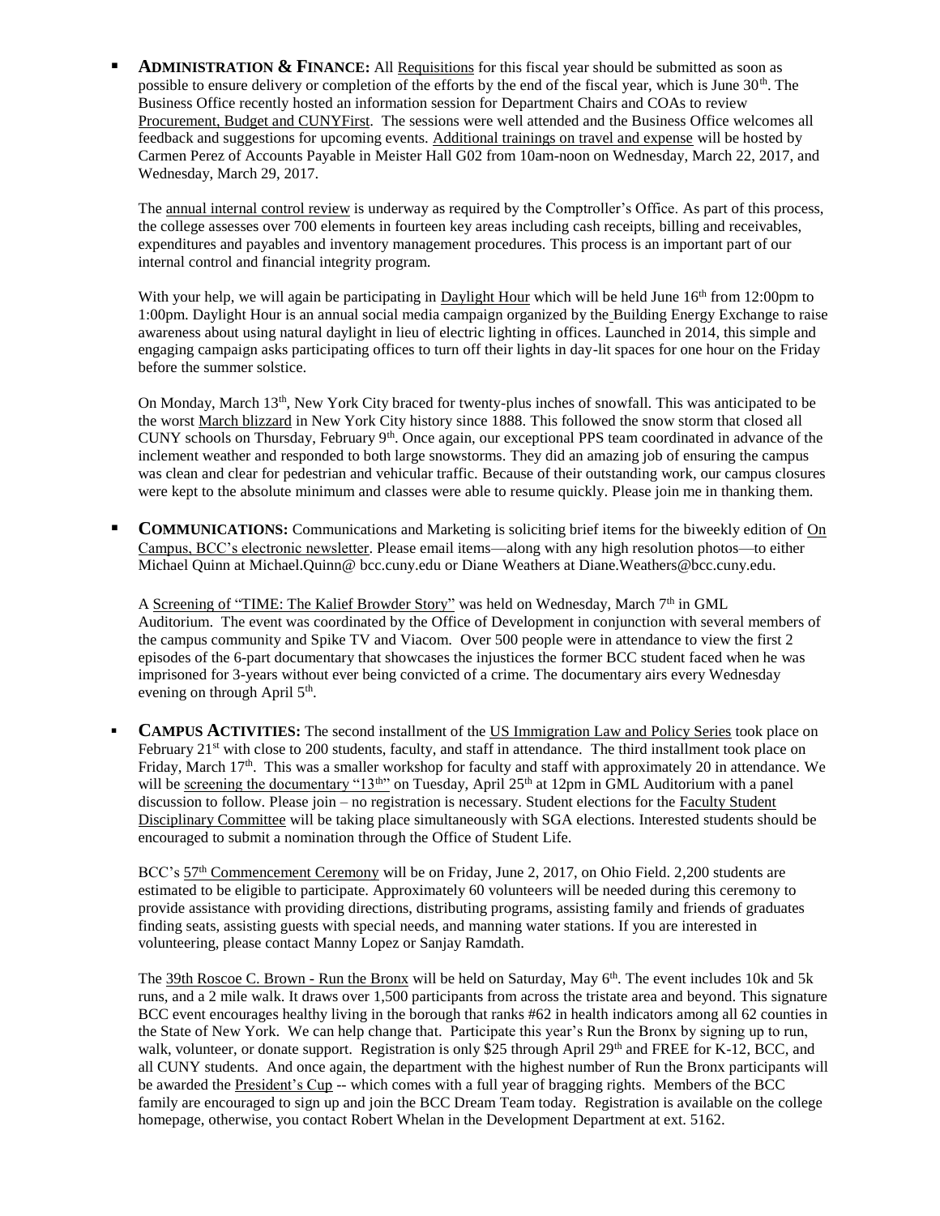- **ADMINISTRATION & FINANCE:** All Requisitions for this fiscal year should be submitted as soon as possible to ensure delivery or completion of the efforts by the end of the fiscal year, which is June 30th. The Business Office recently hosted an information session for Department Chairs and COAs to review Procurement, Budget and CUNYFirst. The sessions were well attended and the Business Office welcomes all feedback and suggestions for upcoming events. Additional trainings on travel and expense will be hosted by Carmen Perez of Accounts Payable in Meister Hall G02 from 10am-noon on Wednesday, March 22, 2017, and Wednesday, March 29, 2017.

  The annual internal control review is underway as required by the Comptroller's Office. As part of this process, the college assesses over 700 elements in fourteen key areas including cash receipts, billing and receivables, expenditures and payables and inventory management procedures. This process is an important part of our internal control and financial integrity program.

  With your help, we will again be participating in Daylight Hour which will be held June 16th from 12:00pm to 1:00pm. Daylight Hour is an annual social media campaign organized by the Building Energy Exchange to raise awareness about using natural daylight in lieu of electric lighting in offices. Launched in 2014, this simple and engaging campaign asks participating offices to turn off their lights in day-lit spaces for one hour on the Friday before the summer solstice.

  On Monday, March 13th, New York City braced for twenty-plus inches of snowfall. This was anticipated to be the worst March blizzard in New York City history since 1888. This followed the snow storm that closed all CUNY schools on Thursday, February 9th. Once again, our exceptional PPS team coordinated in advance of the inclement weather and responded to both large snowstorms. They did an amazing job of ensuring the campus was clean and clear for pedestrian and vehicular traffic. Because of their outstanding work, our campus closures were kept to the absolute minimum and classes were able to resume quickly. Please join me in thanking them.

- **COMMUNICATIONS:** Communications and Marketing is soliciting brief items for the biweekly edition of On Campus, BCC's electronic newsletter. Please email items—along with any high resolution photos—to either Michael Quinn at Michael.Quinn@ bcc.cuny.edu or Diane Weathers at Diane.Weathers@bcc.cuny.edu.

  A Screening of "TIME: The Kalief Browder Story" was held on Wednesday, March 7th in GML Auditorium. The event was coordinated by the Office of Development in conjunction with several members of the campus community and Spike TV and Viacom. Over 500 people were in attendance to view the first 2 episodes of the 6-part documentary that showcases the injustices the former BCC student faced when he was imprisoned for 3-years without ever being convicted of a crime. The documentary airs every Wednesday evening on through April 5th.

- **CAMPUS ACTIVITIES:** The second installment of the US Immigration Law and Policy Series took place on February 21st with close to 200 students, faculty, and staff in attendance. The third installment took place on Friday, March 17th. This was a smaller workshop for faculty and staff with approximately 20 in attendance. We will be screening the documentary "13th" on Tuesday, April 25th at 12pm in GML Auditorium with a panel discussion to follow. Please join – no registration is necessary. Student elections for the Faculty Student Disciplinary Committee will be taking place simultaneously with SGA elections. Interested students should be encouraged to submit a nomination through the Office of Student Life.

  BCC's 57th Commencement Ceremony will be on Friday, June 2, 2017, on Ohio Field. 2,200 students are estimated to be eligible to participate. Approximately 60 volunteers will be needed during this ceremony to provide assistance with providing directions, distributing programs, assisting family and friends of graduates finding seats, assisting guests with special needs, and manning water stations. If you are interested in volunteering, please contact Manny Lopez or Sanjay Ramdath.

  The 39th Roscoe C. Brown - Run the Bronx will be held on Saturday, May 6th. The event includes 10k and 5k runs, and a 2 mile walk. It draws over 1,500 participants from across the tristate area and beyond. This signature BCC event encourages healthy living in the borough that ranks #62 in health indicators among all 62 counties in the State of New York. We can help change that. Participate this year's Run the Bronx by signing up to run, walk, volunteer, or donate support. Registration is only $25 through April 29th and FREE for K-12, BCC, and all CUNY students. And once again, the department with the highest number of Run the Bronx participants will be awarded the President's Cup -- which comes with a full year of bragging rights. Members of the BCC family are encouraged to sign up and join the BCC Dream Team today. Registration is available on the college homepage, otherwise, you contact Robert Whelan in the Development Department at ext. 5162.